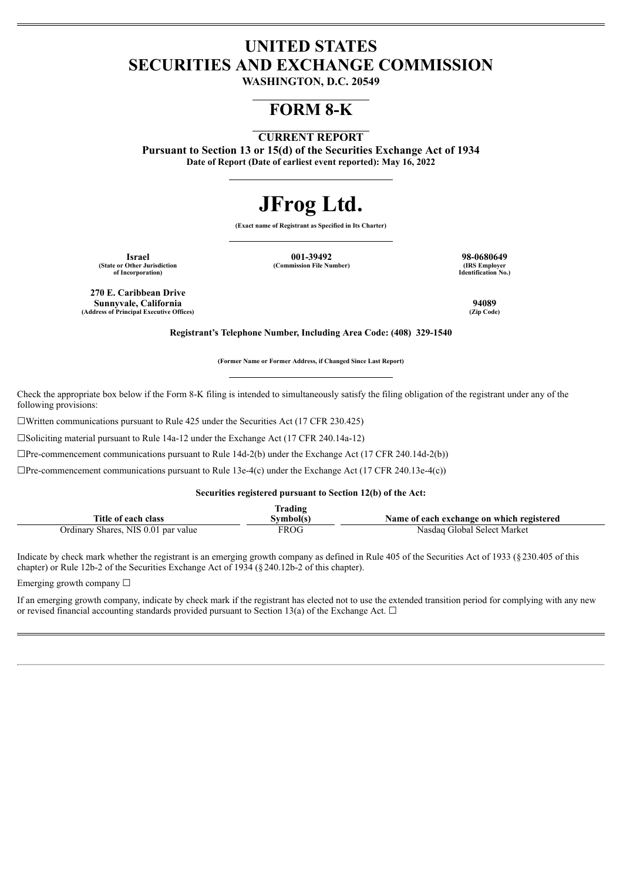# UNITED STATES
# SECURITIES AND EXCHANGE COMMISSION

**WASHINGTON, D.C. 20549**

## FORM 8-K

**CURRENT REPORT**

**Pursuant to Section 13 or 15(d) of the Securities Exchange Act of 1934**

**Date of Report (Date of earliest event reported): May 16, 2022**

# JFrog Ltd.

**(Exact name of Registrant as Specified in Its Charter)**

| **Israel** | **001-39492** | **98-0680649** |
|---|---|---|
| (State or Other Jurisdiction of Incorporation) | (Commission File Number) | (IRS Employer Identification No.) |

| **270 E. Caribbean Drive Sunnyvale, California** | **94089** |
|---|---|
| (Address of Principal Executive Offices) | (Zip Code) |

**Registrant's Telephone Number, Including Area Code: (408) 329-1540**

**(Former Name or Former Address, if Changed Since Last Report)**

Check the appropriate box below if the Form 8-K filing is intended to simultaneously satisfy the filing obligation of the registrant under any of the following provisions:

☐Written communications pursuant to Rule 425 under the Securities Act (17 CFR 230.425)

☐Soliciting material pursuant to Rule 14a-12 under the Exchange Act (17 CFR 240.14a-12)

☐Pre-commencement communications pursuant to Rule 14d-2(b) under the Exchange Act (17 CFR 240.14d-2(b))

☐Pre-commencement communications pursuant to Rule 13e-4(c) under the Exchange Act (17 CFR 240.13e-4(c))

**Securities registered pursuant to Section 12(b) of the Act:**

| Title of each class | Trading Symbol(s) | Name of each exchange on which registered |
|---|---|---|
| Ordinary Shares, NIS 0.01 par value | FROG | Nasdaq Global Select Market |

Indicate by check mark whether the registrant is an emerging growth company as defined in Rule 405 of the Securities Act of 1933 (§230.405 of this chapter) or Rule 12b-2 of the Securities Exchange Act of 1934 (§240.12b-2 of this chapter).

Emerging growth company ☐

If an emerging growth company, indicate by check mark if the registrant has elected not to use the extended transition period for complying with any new or revised financial accounting standards provided pursuant to Section 13(a) of the Exchange Act. ☐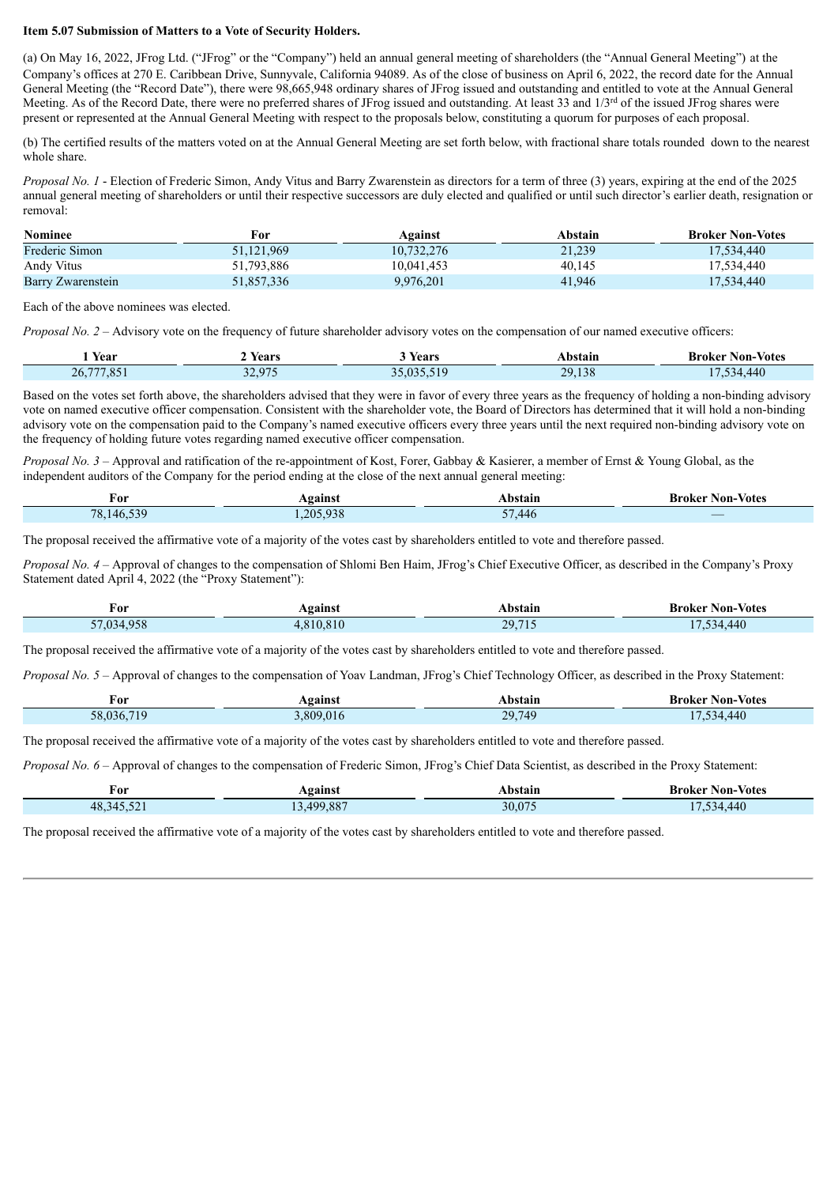**Item 5.07 Submission of Matters to a Vote of Security Holders.**

(a) On May 16, 2022, JFrog Ltd. ("JFrog" or the "Company") held an annual general meeting of shareholders (the "Annual General Meeting") at the Company's offices at 270 E. Caribbean Drive, Sunnyvale, California 94089. As of the close of business on April 6, 2022, the record date for the Annual General Meeting (the "Record Date"), there were 98,665,948 ordinary shares of JFrog issued and outstanding and entitled to vote at the Annual General Meeting. As of the Record Date, there were no preferred shares of JFrog issued and outstanding. At least 33 and 1/3rd of the issued JFrog shares were present or represented at the Annual General Meeting with respect to the proposals below, constituting a quorum for purposes of each proposal.

(b) The certified results of the matters voted on at the Annual General Meeting are set forth below, with fractional share totals rounded down to the nearest whole share.

*Proposal No. 1* - Election of Frederic Simon, Andy Vitus and Barry Zwarenstein as directors for a term of three (3) years, expiring at the end of the 2025 annual general meeting of shareholders or until their respective successors are duly elected and qualified or until such director's earlier death, resignation or removal:

| Nominee | For | Against | Abstain | Broker Non-Votes |
|---|---|---|---|---|
| Frederic Simon | 51,121,969 | 10,732,276 | 21,239 | 17,534,440 |
| Andy Vitus | 51,793,886 | 10,041,453 | 40,145 | 17,534,440 |
| Barry Zwarenstein | 51,857,336 | 9,976,201 | 41,946 | 17,534,440 |

Each of the above nominees was elected.

*Proposal No. 2* – Advisory vote on the frequency of future shareholder advisory votes on the compensation of our named executive officers:

| 1 Year | 2 Years | 3 Years | Abstain | Broker Non-Votes |
|---|---|---|---|---|
| 26,777,851 | 32,975 | 35,035,519 | 29,138 | 17,534,440 |

Based on the votes set forth above, the shareholders advised that they were in favor of every three years as the frequency of holding a non-binding advisory vote on named executive officer compensation. Consistent with the shareholder vote, the Board of Directors has determined that it will hold a non-binding advisory vote on the compensation paid to the Company's named executive officers every three years until the next required non-binding advisory vote on the frequency of holding future votes regarding named executive officer compensation.

*Proposal No. 3* – Approval and ratification of the re-appointment of Kost, Forer, Gabbay & Kasierer, a member of Ernst & Young Global, as the independent auditors of the Company for the period ending at the close of the next annual general meeting:

| For | Against | Abstain | Broker Non-Votes |
|---|---|---|---|
| 78,146,539 | 1,205,938 | 57,446 | — |

The proposal received the affirmative vote of a majority of the votes cast by shareholders entitled to vote and therefore passed.

*Proposal No. 4* – Approval of changes to the compensation of Shlomi Ben Haim, JFrog's Chief Executive Officer, as described in the Company's Proxy Statement dated April 4, 2022 (the "Proxy Statement"):

| For | Against | Abstain | Broker Non-Votes |
|---|---|---|---|
| 57,034,958 | 4,810,810 | 29,715 | 17,534,440 |

The proposal received the affirmative vote of a majority of the votes cast by shareholders entitled to vote and therefore passed.

*Proposal No. 5* – Approval of changes to the compensation of Yoav Landman, JFrog's Chief Technology Officer, as described in the Proxy Statement:

| For | Against | Abstain | Broker Non-Votes |
|---|---|---|---|
| 58,036,719 | 3,809,016 | 29,749 | 17,534,440 |

The proposal received the affirmative vote of a majority of the votes cast by shareholders entitled to vote and therefore passed.

*Proposal No. 6* – Approval of changes to the compensation of Frederic Simon, JFrog's Chief Data Scientist, as described in the Proxy Statement:

| For | Against | Abstain | Broker Non-Votes |
|---|---|---|---|
| 48,345,521 | 13,499,887 | 30,075 | 17,534,440 |

The proposal received the affirmative vote of a majority of the votes cast by shareholders entitled to vote and therefore passed.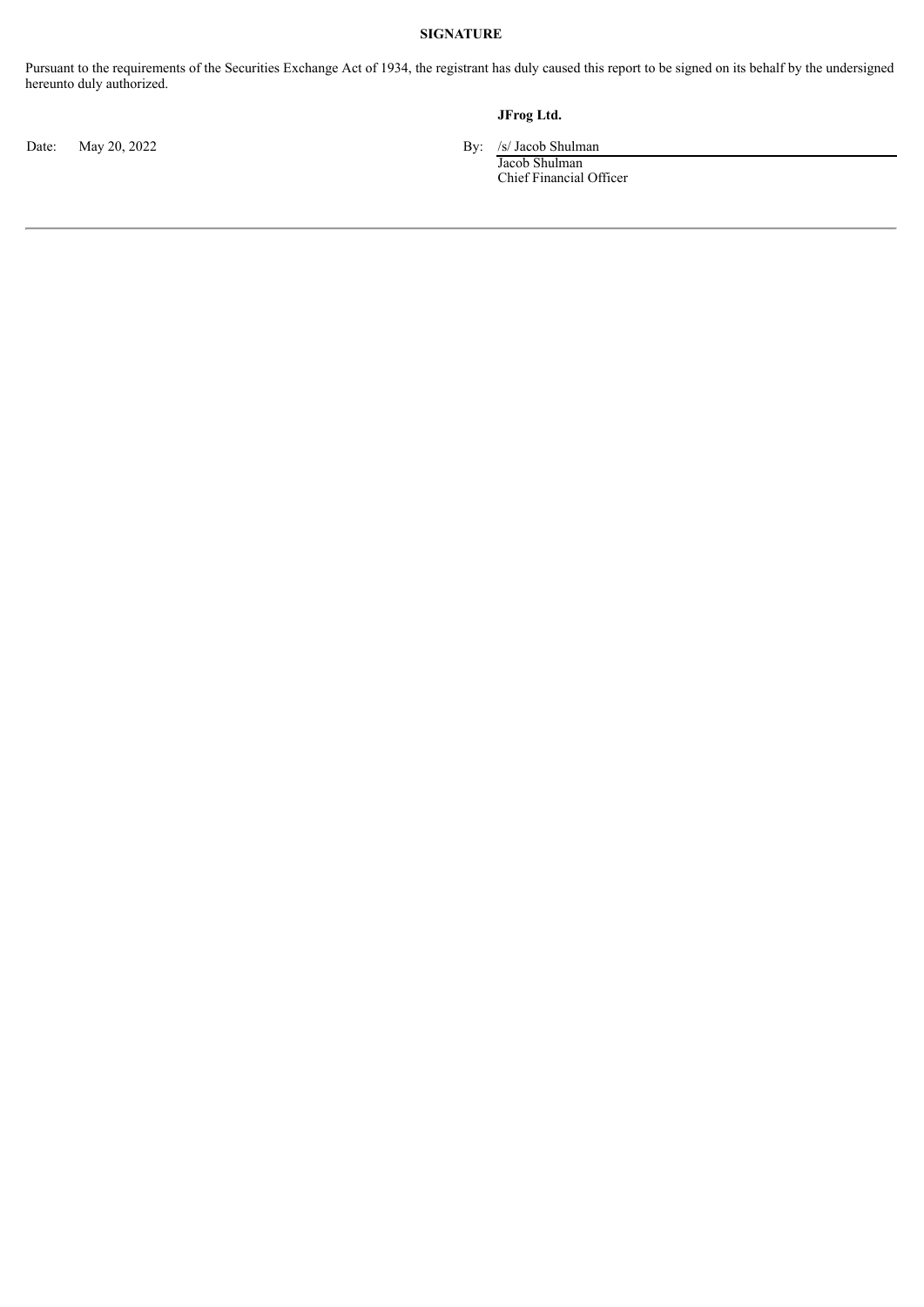**SIGNATURE**

Pursuant to the requirements of the Securities Exchange Act of 1934, the registrant has duly caused this report to be signed on its behalf by the undersigned hereunto duly authorized.

**JFrog Ltd.**

Date: May 20, 2022

By: /s/ Jacob Shulman
Jacob Shulman
Chief Financial Officer